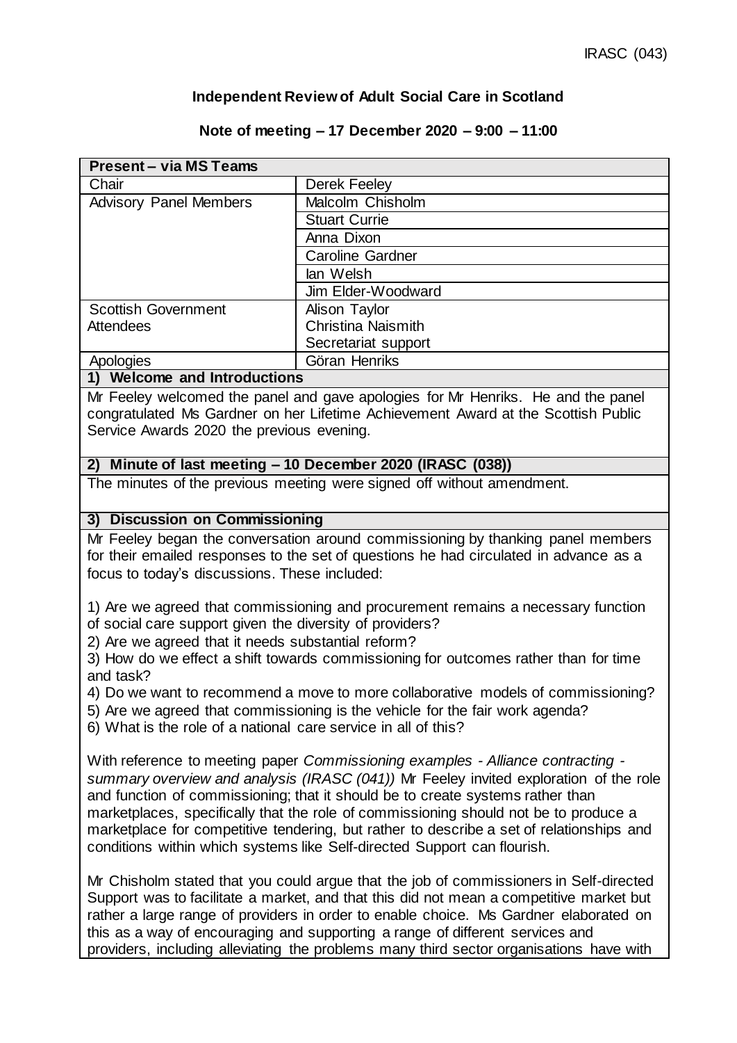IRASC (043)

# Independent Review of Adult Social Care in Scotland

## Note of meeting – 17 December 2020 – 9:00 – 11:00

| Present – via MS Teams | |
|---|---|
| Chair | Derek Feeley |
| Advisory Panel Members | Malcolm Chisholm |
| | Stuart Currie |
| | Anna Dixon |
| | Caroline Gardner |
| | Ian Welsh |
| | Jim Elder-Woodward |
| Scottish Government Attendees | Alison Taylor<br>Christina Naismith<br>Secretariat support |
| Apologies | Göran Henriks |

### 1) Welcome and Introductions

Mr Feeley welcomed the panel and gave apologies for Mr Henriks. He and the panel congratulated Ms Gardner on her Lifetime Achievement Award at the Scottish Public Service Awards 2020 the previous evening.

### 2) Minute of last meeting – 10 December 2020 (IRASC (038))

The minutes of the previous meeting were signed off without amendment.

### 3) Discussion on Commissioning

Mr Feeley began the conversation around commissioning by thanking panel members for their emailed responses to the set of questions he had circulated in advance as a focus to today's discussions. These included:

1) Are we agreed that commissioning and procurement remains a necessary function of social care support given the diversity of providers?
2) Are we agreed that it needs substantial reform?
3) How do we effect a shift towards commissioning for outcomes rather than for time and task?
4) Do we want to recommend a move to more collaborative models of commissioning?
5) Are we agreed that commissioning is the vehicle for the fair work agenda?
6) What is the role of a national care service in all of this?

With reference to meeting paper *Commissioning examples - Alliance contracting - summary overview and analysis (IRASC (041))* Mr Feeley invited exploration of the role and function of commissioning; that it should be to create systems rather than marketplaces, specifically that the role of commissioning should not be to produce a marketplace for competitive tendering, but rather to describe a set of relationships and conditions within which systems like Self-directed Support can flourish.

Mr Chisholm stated that you could argue that the job of commissioners in Self-directed Support was to facilitate a market, and that this did not mean a competitive market but rather a large range of providers in order to enable choice. Ms Gardner elaborated on this as a way of encouraging and supporting a range of different services and providers, including alleviating the problems many third sector organisations have with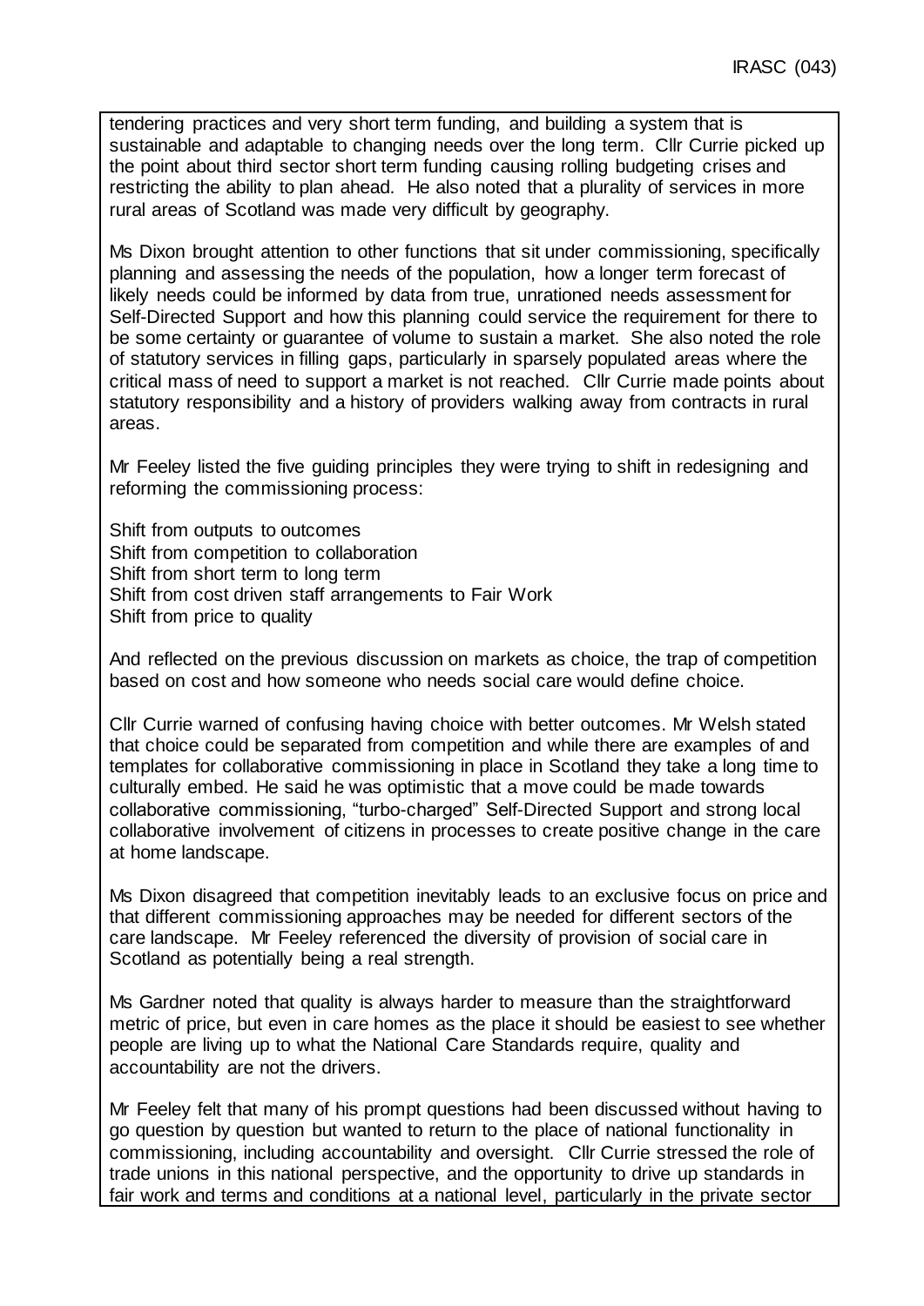tendering practices and very short term funding, and building a system that is sustainable and adaptable to changing needs over the long term. Cllr Currie picked up the point about third sector short term funding causing rolling budgeting crises and restricting the ability to plan ahead. He also noted that a plurality of services in more rural areas of Scotland was made very difficult by geography.

Ms Dixon brought attention to other functions that sit under commissioning, specifically planning and assessing the needs of the population, how a longer term forecast of likely needs could be informed by data from true, unrationed needs assessment for Self-Directed Support and how this planning could service the requirement for there to be some certainty or guarantee of volume to sustain a market. She also noted the role of statutory services in filling gaps, particularly in sparsely populated areas where the critical mass of need to support a market is not reached. Cllr Currie made points about statutory responsibility and a history of providers walking away from contracts in rural areas.

Mr Feeley listed the five guiding principles they were trying to shift in redesigning and reforming the commissioning process:

Shift from outputs to outcomes
Shift from competition to collaboration
Shift from short term to long term
Shift from cost driven staff arrangements to Fair Work
Shift from price to quality

And reflected on the previous discussion on markets as choice, the trap of competition based on cost and how someone who needs social care would define choice.

Cllr Currie warned of confusing having choice with better outcomes. Mr Welsh stated that choice could be separated from competition and while there are examples of and templates for collaborative commissioning in place in Scotland they take a long time to culturally embed. He said he was optimistic that a move could be made towards collaborative commissioning, "turbo-charged" Self-Directed Support and strong local collaborative involvement of citizens in processes to create positive change in the care at home landscape.

Ms Dixon disagreed that competition inevitably leads to an exclusive focus on price and that different commissioning approaches may be needed for different sectors of the care landscape. Mr Feeley referenced the diversity of provision of social care in Scotland as potentially being a real strength.

Ms Gardner noted that quality is always harder to measure than the straightforward metric of price, but even in care homes as the place it should be easiest to see whether people are living up to what the National Care Standards require, quality and accountability are not the drivers.

Mr Feeley felt that many of his prompt questions had been discussed without having to go question by question but wanted to return to the place of national functionality in commissioning, including accountability and oversight. Cllr Currie stressed the role of trade unions in this national perspective, and the opportunity to drive up standards in fair work and terms and conditions at a national level, particularly in the private sector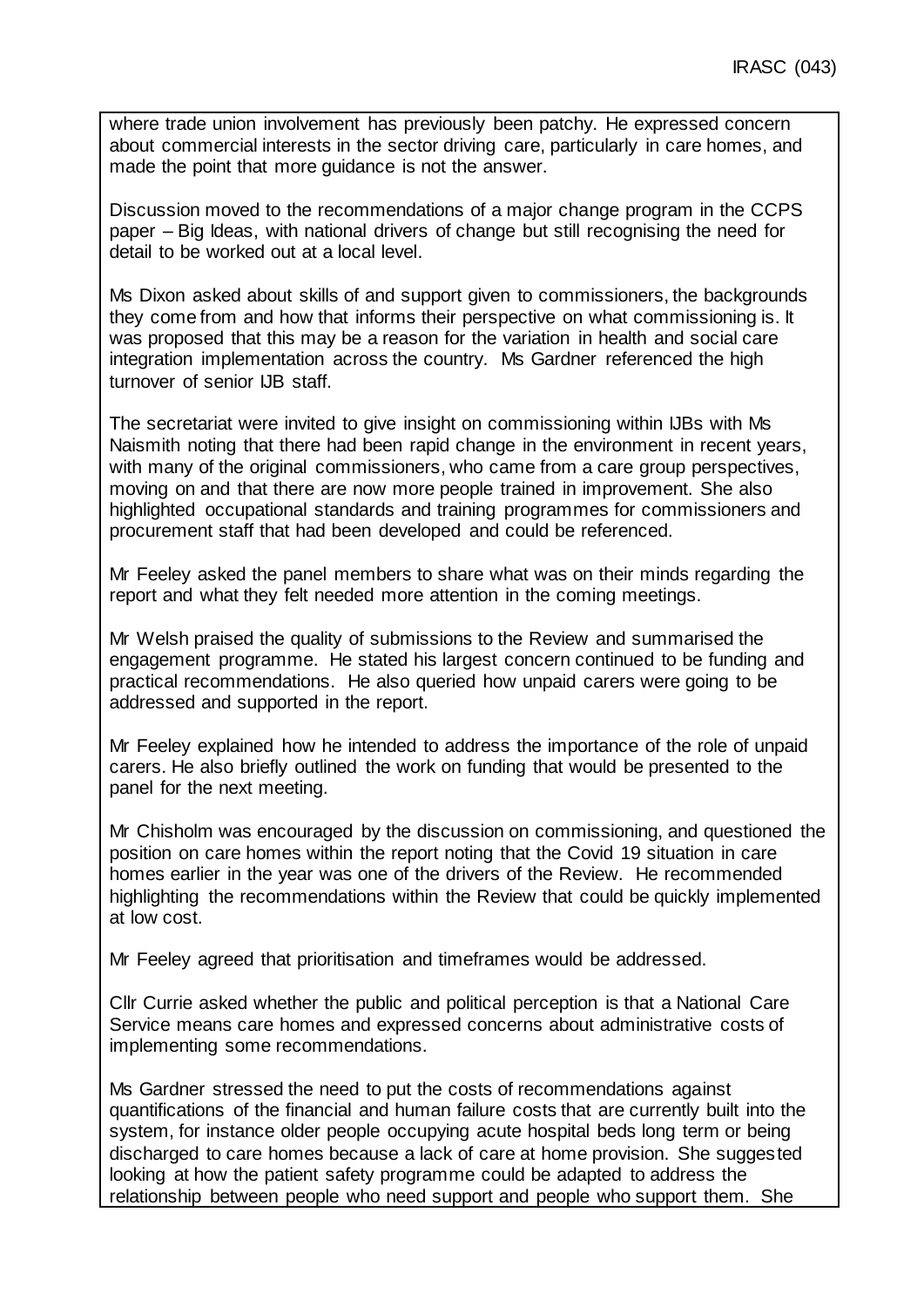where trade union involvement has previously been patchy. He expressed concern about commercial interests in the sector driving care, particularly in care homes, and made the point that more guidance is not the answer.

Discussion moved to the recommendations of a major change program in the CCPS paper – Big Ideas, with national drivers of change but still recognising the need for detail to be worked out at a local level.

Ms Dixon asked about skills of and support given to commissioners, the backgrounds they come from and how that informs their perspective on what commissioning is. It was proposed that this may be a reason for the variation in health and social care integration implementation across the country. Ms Gardner referenced the high turnover of senior IJB staff.

The secretariat were invited to give insight on commissioning within IJBs with Ms Naismith noting that there had been rapid change in the environment in recent years, with many of the original commissioners, who came from a care group perspectives, moving on and that there are now more people trained in improvement. She also highlighted occupational standards and training programmes for commissioners and procurement staff that had been developed and could be referenced.

Mr Feeley asked the panel members to share what was on their minds regarding the report and what they felt needed more attention in the coming meetings.

Mr Welsh praised the quality of submissions to the Review and summarised the engagement programme. He stated his largest concern continued to be funding and practical recommendations. He also queried how unpaid carers were going to be addressed and supported in the report.

Mr Feeley explained how he intended to address the importance of the role of unpaid carers. He also briefly outlined the work on funding that would be presented to the panel for the next meeting.

Mr Chisholm was encouraged by the discussion on commissioning, and questioned the position on care homes within the report noting that the Covid 19 situation in care homes earlier in the year was one of the drivers of the Review. He recommended highlighting the recommendations within the Review that could be quickly implemented at low cost.

Mr Feeley agreed that prioritisation and timeframes would be addressed.

Cllr Currie asked whether the public and political perception is that a National Care Service means care homes and expressed concerns about administrative costs of implementing some recommendations.

Ms Gardner stressed the need to put the costs of recommendations against quantifications of the financial and human failure costs that are currently built into the system, for instance older people occupying acute hospital beds long term or being discharged to care homes because a lack of care at home provision. She suggested looking at how the patient safety programme could be adapted to address the relationship between people who need support and people who support them. She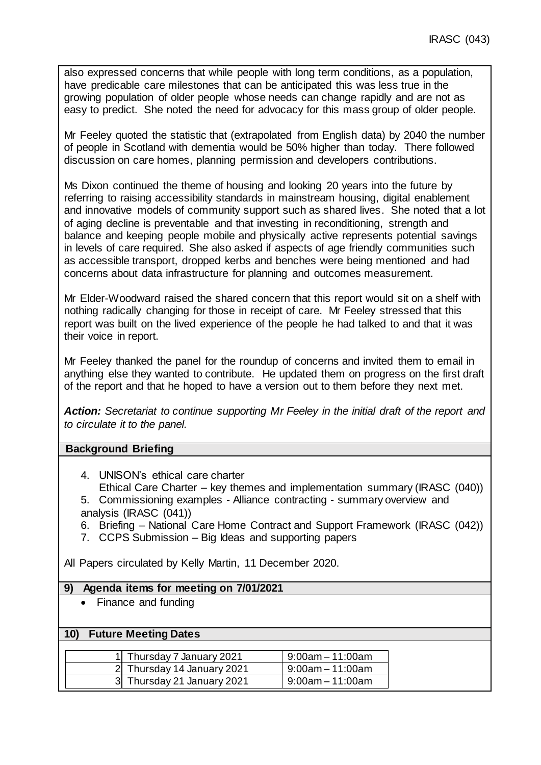also expressed concerns that while people with long term conditions, as a population, have predicable care milestones that can be anticipated this was less true in the growing population of older people whose needs can change rapidly and are not as easy to predict. She noted the need for advocacy for this mass group of older people.

Mr Feeley quoted the statistic that (extrapolated from English data) by 2040 the number of people in Scotland with dementia would be 50% higher than today. There followed discussion on care homes, planning permission and developers contributions.

Ms Dixon continued the theme of housing and looking 20 years into the future by referring to raising accessibility standards in mainstream housing, digital enablement and innovative models of community support such as shared lives. She noted that a lot of aging decline is preventable and that investing in reconditioning, strength and balance and keeping people mobile and physically active represents potential savings in levels of care required. She also asked if aspects of age friendly communities such as accessible transport, dropped kerbs and benches were being mentioned and had concerns about data infrastructure for planning and outcomes measurement.

Mr Elder-Woodward raised the shared concern that this report would sit on a shelf with nothing radically changing for those in receipt of care. Mr Feeley stressed that this report was built on the lived experience of the people he had talked to and that it was their voice in report.

Mr Feeley thanked the panel for the roundup of concerns and invited them to email in anything else they wanted to contribute. He updated them on progress on the first draft of the report and that he hoped to have a version out to them before they next met.

***Action:*** *Secretariat to continue supporting Mr Feeley in the initial draft of the report and to circulate it to the panel.*

**Background Briefing**

4. UNISON's ethical care charter
   Ethical Care Charter – key themes and implementation summary (IRASC (040))
5. Commissioning examples - Alliance contracting - summary overview and analysis (IRASC (041))
6. Briefing – National Care Home Contract and Support Framework (IRASC (042))
7. CCPS Submission – Big Ideas and supporting papers

All Papers circulated by Kelly Martin, 11 December 2020.

**9) Agenda items for meeting on 7/01/2021**

- Finance and funding

**10) Future Meeting Dates**

| | | |
|---|---|---|
| 1 | Thursday 7 January 2021 | 9:00am – 11:00am |
| 2 | Thursday 14 January 2021 | 9:00am – 11:00am |
| 3 | Thursday 21 January 2021 | 9:00am – 11:00am |